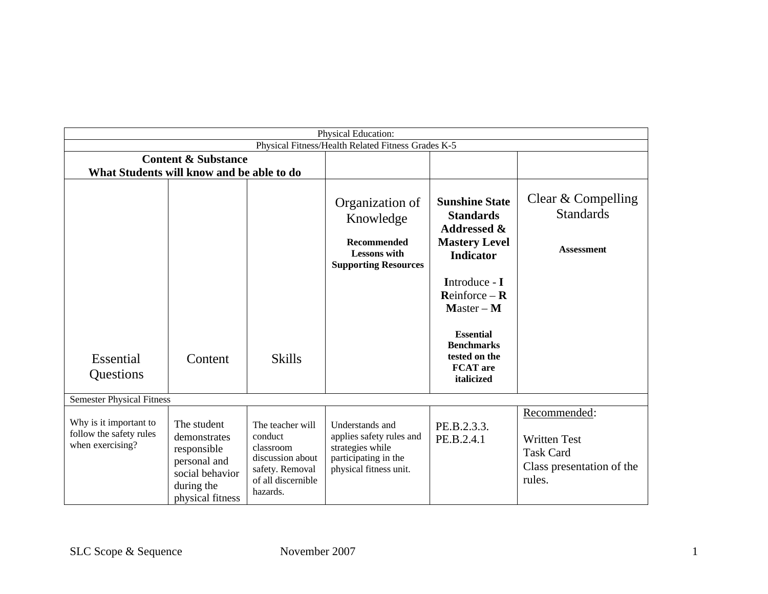| Physical Education: | | | | | |
|---|---|---|---|---|---|
| Physical Fitness/Health Related Fitness Grades K-5 | | | | | |
| **Content & Substance What Students will know and be able to do** | | | | | |
| Essential Questions | Content | Skills | Organization of Knowledge<br><br>**Recommended Lessons with Supporting Resources** | **Sunshine State Standards Addressed & Mastery Level Indicator**<br><br>**I**ntroduce - **I**<br>**R**einforce – **R**<br>**M**aster – **M**<br><br>**Essential Benchmarks tested on the FCAT are italicized** | Clear & Compelling Standards<br><br>**Assessment** |
| Semester Physical Fitness | | | | | |
| Why is it important to follow the safety rules when exercising? | The student demonstrates responsible personal and social behavior during the physical fitness | The teacher will conduct classroom discussion about safety. Removal of all discernible hazards. | Understands and applies safety rules and strategies while participating in the physical fitness unit. | PE.B.2.3.3.<br>PE.B.2.4.1 | Recommended:<br><br>Written Test<br>Task Card<br>Class presentation of the rules. |

SLC Scope & Sequence November 2007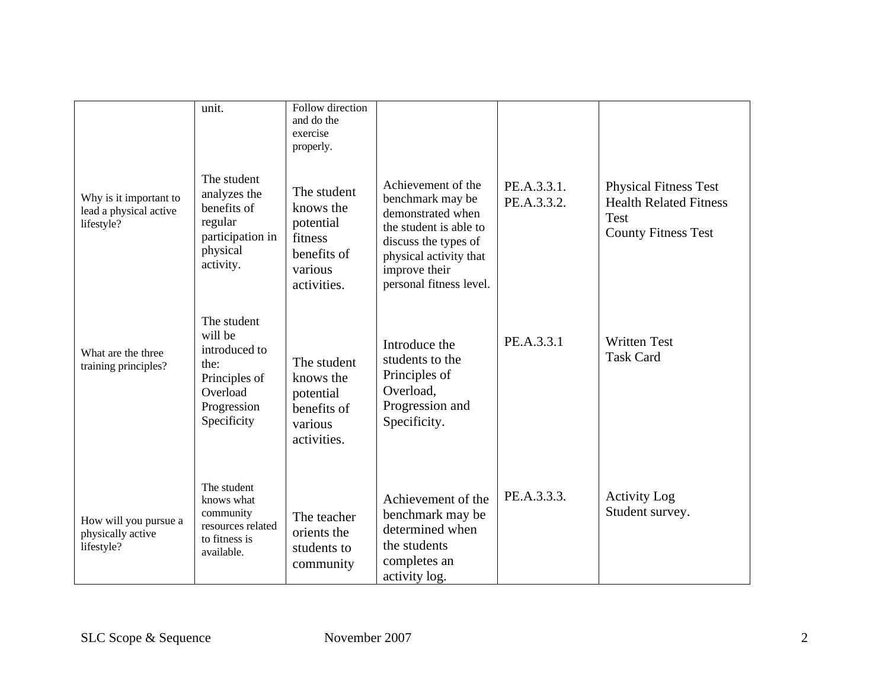| | | | | | |
|---|---|---|---|---|---|
| | unit. | Follow direction and do the exercise properly. | | | |
| Why is it important to lead a physical active lifestyle? | The student analyzes the benefits of regular participation in physical activity. | The student knows the potential fitness benefits of various activities. | Achievement of the benchmark may be demonstrated when the student is able to discuss the types of physical activity that improve their personal fitness level. | PE.A.3.3.1.<br>PE.A.3.3.2. | Physical Fitness Test<br>Health Related Fitness Test<br>County Fitness Test |
| What are the three training principles? | The student will be introduced to the:<br>Principles of Overload<br>Progression<br>Specificity | The student knows the potential benefits of various activities. | Introduce the students to the Principles of Overload, Progression and Specificity. | PE.A.3.3.1 | Written Test<br>Task Card |
| How will you pursue a physically active lifestyle? | The student knows what community resources related to fitness is available. | The teacher orients the students to community | Achievement of the benchmark may be determined when the students completes an activity log. | PE.A.3.3.3. | Activity Log<br>Student survey. |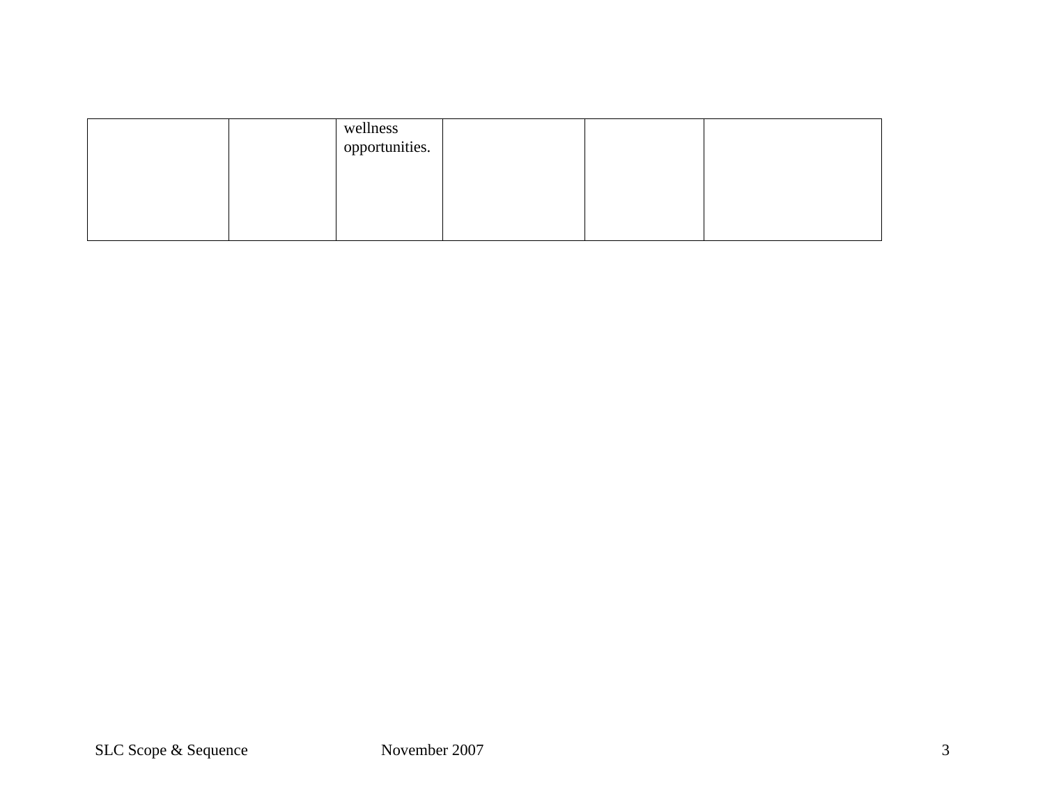| | | | | | |
|---|---|---|---|---|---|
| | | wellness opportunities. | | | |